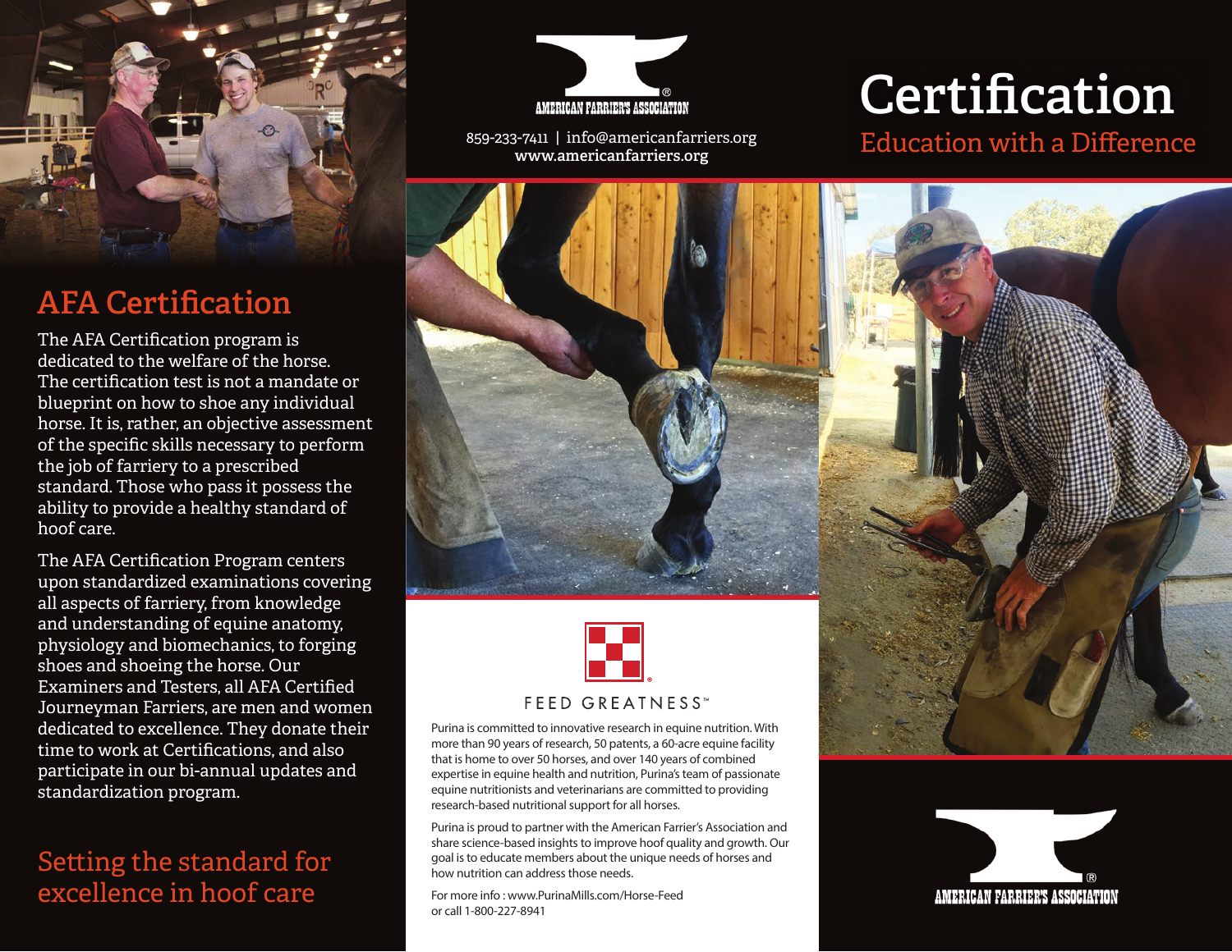## AFA Certification

The AFA Certification program is dedicated to the welfare of the horse. The certification test is not a mandate or blueprint on how to shoe any individual horse. It is, rather, an objective assessment of the specific skills necessary to perform the job of farriery to a prescribed standard. Those who pass it possess the ability to provide a healthy standard of hoof care.

The AFA Certification Program centers upon standardized examinations covering all aspects of farriery, from knowledge and understanding of equine anatomy, physiology and biomechanics, to forging shoes and shoeing the horse. Our Examiners and Testers, all AFA Certified Journeyman Farriers, are men and women dedicated to excellence. They donate their time to work at Certifications, and also participate in our bi-annual updates and standardization program.

Setting the standard for excellence in hoof care

AMERICAN FARRIER'S ASSOCIATION®

859-233-7411 | info@americanfarriers.org
www.americanfarriers.org

FEED GREATNESS™

Purina is committed to innovative research in equine nutrition. With more than 90 years of research, 50 patents, a 60-acre equine facility that is home to over 50 horses, and over 140 years of combined expertise in equine health and nutrition, Purina's team of passionate equine nutritionists and veterinarians are committed to providing research-based nutritional support for all horses.

Purina is proud to partner with the American Farrier's Association and share science-based insights to improve hoof quality and growth. Our goal is to educate members about the unique needs of horses and how nutrition can address those needs.

For more info : www.PurinaMills.com/Horse-Feed
or call 1-800-227-8941

# Certification

## Education with a Difference

AMERICAN FARRIER'S ASSOCIATION®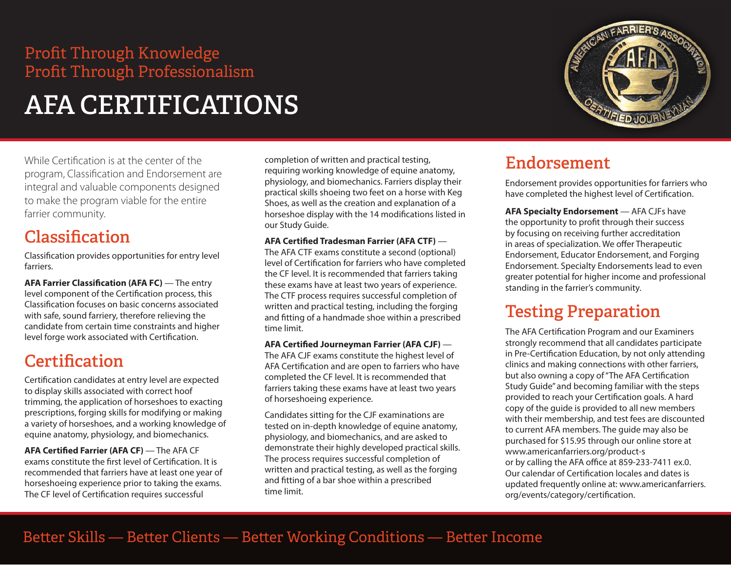Profit Through Knowledge
Profit Through Professionalism

# AFA CERTIFICATIONS

While Certification is at the center of the program, Classification and Endorsement are integral and valuable components designed to make the program viable for the entire farrier community.

## Classification

Classification provides opportunities for entry level farriers.

**AFA Farrier Classification (AFA FC)** — The entry level component of the Certification process, this Classification focuses on basic concerns associated with safe, sound farriery, therefore relieving the candidate from certain time constraints and higher level forge work associated with Certification.

## Certification

Certification candidates at entry level are expected to display skills associated with correct hoof trimming, the application of horseshoes to exacting prescriptions, forging skills for modifying or making a variety of horseshoes, and a working knowledge of equine anatomy, physiology, and biomechanics.

**AFA Certified Farrier (AFA CF)** — The AFA CF exams constitute the first level of Certification. It is recommended that farriers have at least one year of horseshoeing experience prior to taking the exams. The CF level of Certification requires successful completion of written and practical testing, requiring working knowledge of equine anatomy, physiology, and biomechanics. Farriers display their practical skills shoeing two feet on a horse with Keg Shoes, as well as the creation and explanation of a horseshoe display with the 14 modifications listed in our Study Guide.

**AFA Certified Tradesman Farrier (AFA CTF)** — The AFA CTF exams constitute a second (optional) level of Certification for farriers who have completed the CF level. It is recommended that farriers taking these exams have at least two years of experience. The CTF process requires successful completion of written and practical testing, including the forging and fitting of a handmade shoe within a prescribed time limit.

**AFA Certified Journeyman Farrier (AFA CJF)** — The AFA CJF exams constitute the highest level of AFA Certification and are open to farriers who have completed the CF level. It is recommended that farriers taking these exams have at least two years of horseshoeing experience.

Candidates sitting for the CJF examinations are tested on in-depth knowledge of equine anatomy, physiology, and biomechanics, and are asked to demonstrate their highly developed practical skills. The process requires successful completion of written and practical testing, as well as the forging and fitting of a bar shoe within a prescribed time limit.

## Endorsement

Endorsement provides opportunities for farriers who have completed the highest level of Certification.

**AFA Specialty Endorsement** — AFA CJFs have the opportunity to profit through their success by focusing on receiving further accreditation in areas of specialization. We offer Therapeutic Endorsement, Educator Endorsement, and Forging Endorsement. Specialty Endorsements lead to even greater potential for higher income and professional standing in the farrier's community.

## Testing Preparation

The AFA Certification Program and our Examiners strongly recommend that all candidates participate in Pre-Certification Education, by not only attending clinics and making connections with other farriers, but also owning a copy of "The AFA Certification Study Guide" and becoming familiar with the steps provided to reach your Certification goals. A hard copy of the guide is provided to all new members with their membership, and test fees are discounted to current AFA members. The guide may also be purchased for $15.95 through our online store at www.americanfarriers.org/product-s or by calling the AFA office at 859-233-7411 ex.0. Our calendar of Certification locales and dates is updated frequently online at: www.americanfarriers.org/events/category/certification.

Better Skills — Better Clients — Better Working Conditions — Better Income